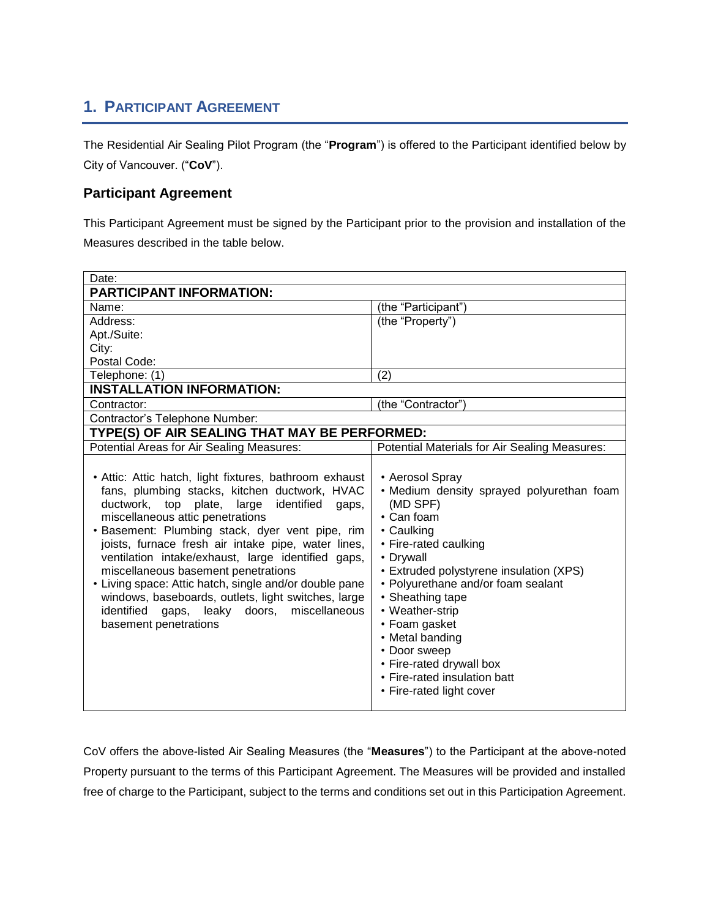## 1. Participant Agreement

The Residential Air Sealing Pilot Program (the "**Program**") is offered to the Participant identified below by City of Vancouver. ("**CoV**").

### Participant Agreement

This Participant Agreement must be signed by the Participant prior to the provision and installation of the Measures described in the table below.

| Date: | |
|---|---|
| **PARTICIPANT INFORMATION:** | |
| Name: | (the "Participant") |
| Address:<br>Apt./Suite:<br>City:<br>Postal Code: | (the "Property") |
| Telephone: (1) | (2) |
| **INSTALLATION INFORMATION:** | |
| Contractor: | (the "Contractor") |
| Contractor's Telephone Number: | |
| **TYPE(S) OF AIR SEALING THAT MAY BE PERFORMED:** | |
| Potential Areas for Air Sealing Measures: | Potential Materials for Air Sealing Measures: |
| • Attic: Attic hatch, light fixtures, bathroom exhaust fans, plumbing stacks, kitchen ductwork, HVAC ductwork, top plate, large identified gaps, miscellaneous attic penetrations<br>• Basement: Plumbing stack, dyer vent pipe, rim joists, furnace fresh air intake pipe, water lines, ventilation intake/exhaust, large identified gaps, miscellaneous basement penetrations<br>• Living space: Attic hatch, single and/or double pane windows, baseboards, outlets, light switches, large identified gaps, leaky doors, miscellaneous basement penetrations | • Aerosol Spray<br>• Medium density sprayed polyurethan foam (MD SPF)<br>• Can foam<br>• Caulking<br>• Fire-rated caulking<br>• Drywall<br>• Extruded polystyrene insulation (XPS)<br>• Polyurethane and/or foam sealant<br>• Sheathing tape<br>• Weather-strip<br>• Foam gasket<br>• Metal banding<br>• Door sweep<br>• Fire-rated drywall box<br>• Fire-rated insulation batt<br>• Fire-rated light cover |

CoV offers the above-listed Air Sealing Measures (the "**Measures**") to the Participant at the above-noted Property pursuant to the terms of this Participant Agreement. The Measures will be provided and installed free of charge to the Participant, subject to the terms and conditions set out in this Participation Agreement.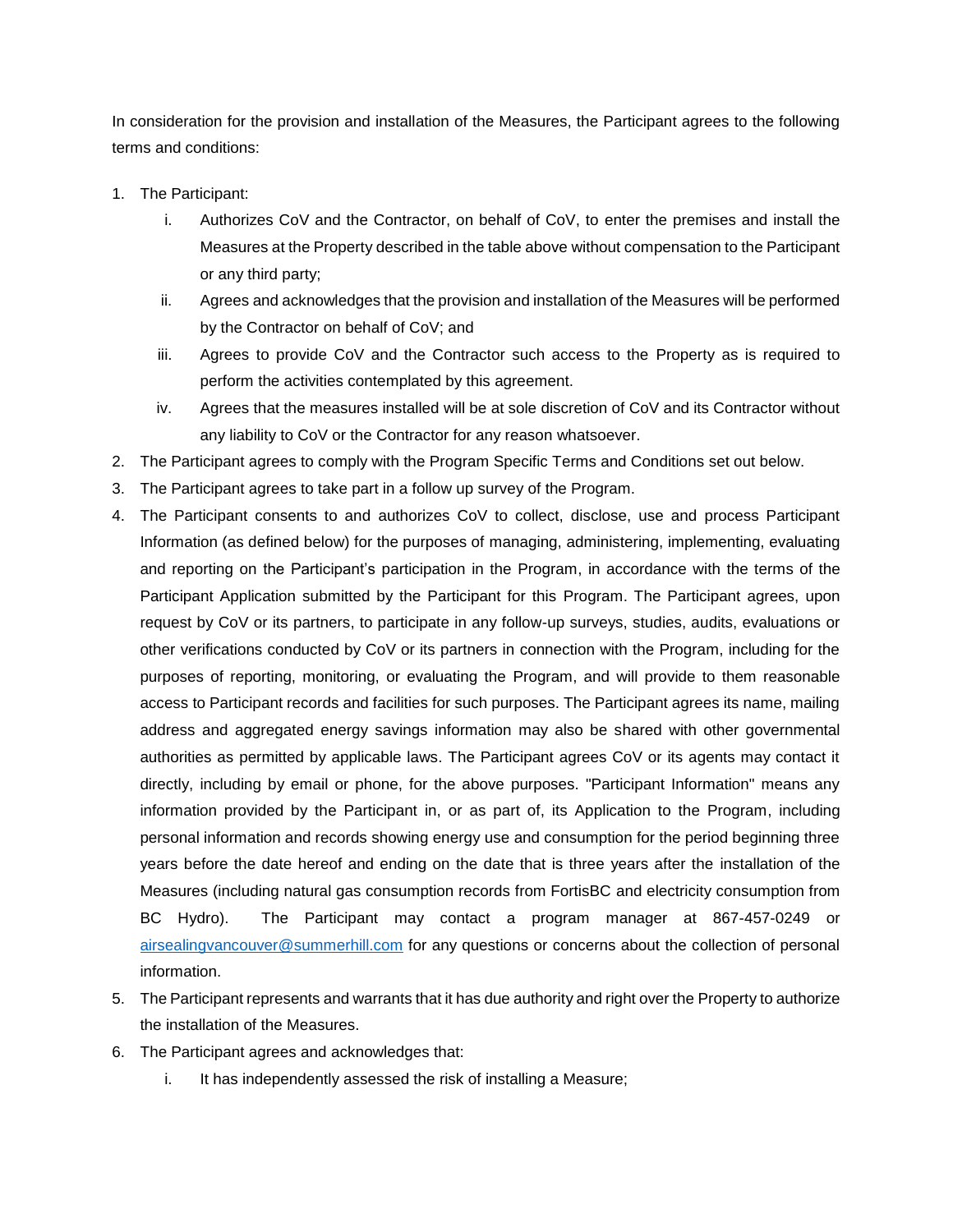In consideration for the provision and installation of the Measures, the Participant agrees to the following terms and conditions:

1. The Participant:
   i. Authorizes CoV and the Contractor, on behalf of CoV, to enter the premises and install the Measures at the Property described in the table above without compensation to the Participant or any third party;
   ii. Agrees and acknowledges that the provision and installation of the Measures will be performed by the Contractor on behalf of CoV; and
   iii. Agrees to provide CoV and the Contractor such access to the Property as is required to perform the activities contemplated by this agreement.
   iv. Agrees that the measures installed will be at sole discretion of CoV and its Contractor without any liability to CoV or the Contractor for any reason whatsoever.
2. The Participant agrees to comply with the Program Specific Terms and Conditions set out below.
3. The Participant agrees to take part in a follow up survey of the Program.
4. The Participant consents to and authorizes CoV to collect, disclose, use and process Participant Information (as defined below) for the purposes of managing, administering, implementing, evaluating and reporting on the Participant's participation in the Program, in accordance with the terms of the Participant Application submitted by the Participant for this Program. The Participant agrees, upon request by CoV or its partners, to participate in any follow-up surveys, studies, audits, evaluations or other verifications conducted by CoV or its partners in connection with the Program, including for the purposes of reporting, monitoring, or evaluating the Program, and will provide to them reasonable access to Participant records and facilities for such purposes. The Participant agrees its name, mailing address and aggregated energy savings information may also be shared with other governmental authorities as permitted by applicable laws. The Participant agrees CoV or its agents may contact it directly, including by email or phone, for the above purposes. "Participant Information" means any information provided by the Participant in, or as part of, its Application to the Program, including personal information and records showing energy use and consumption for the period beginning three years before the date hereof and ending on the date that is three years after the installation of the Measures (including natural gas consumption records from FortisBC and electricity consumption from BC Hydro). The Participant may contact a program manager at 867-457-0249 or airsealingvancouver@summerhill.com for any questions or concerns about the collection of personal information.
5. The Participant represents and warrants that it has due authority and right over the Property to authorize the installation of the Measures.
6. The Participant agrees and acknowledges that:
   i. It has independently assessed the risk of installing a Measure;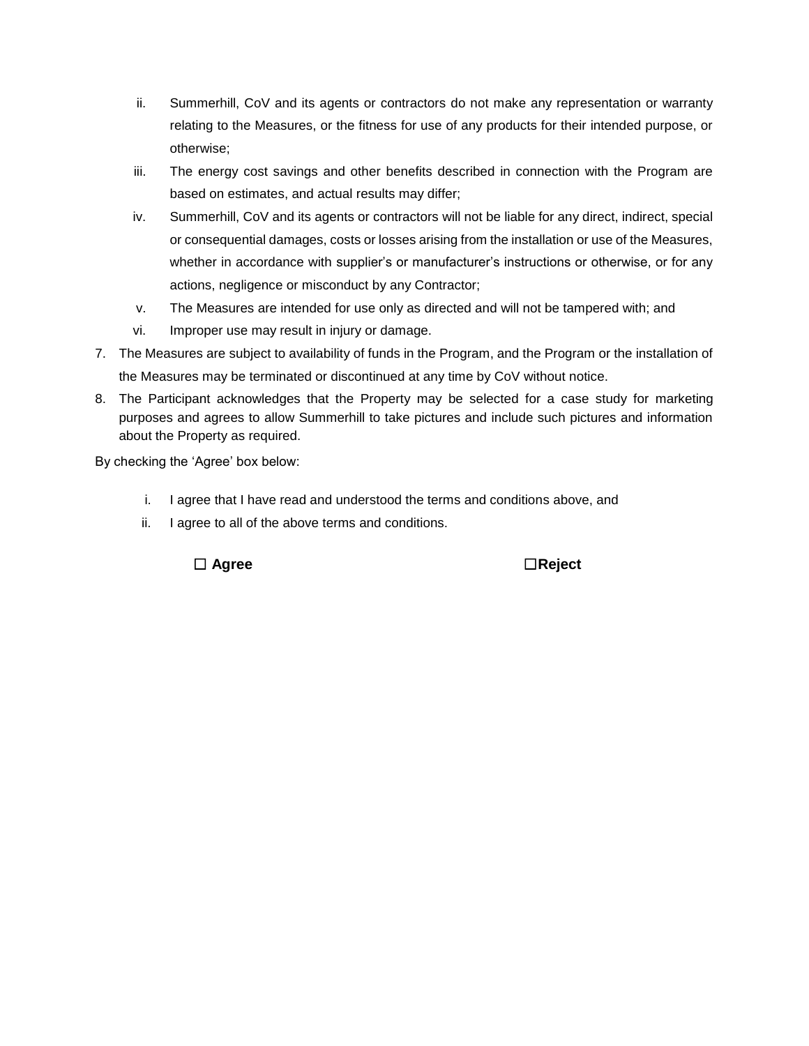ii. Summerhill, CoV and its agents or contractors do not make any representation or warranty relating to the Measures, or the fitness for use of any products for their intended purpose, or otherwise;

iii. The energy cost savings and other benefits described in connection with the Program are based on estimates, and actual results may differ;

iv. Summerhill, CoV and its agents or contractors will not be liable for any direct, indirect, special or consequential damages, costs or losses arising from the installation or use of the Measures, whether in accordance with supplier's or manufacturer's instructions or otherwise, or for any actions, negligence or misconduct by any Contractor;

v. The Measures are intended for use only as directed and will not be tampered with; and

vi. Improper use may result in injury or damage.

7. The Measures are subject to availability of funds in the Program, and the Program or the installation of the Measures may be terminated or discontinued at any time by CoV without notice.
8. The Participant acknowledges that the Property may be selected for a case study for marketing purposes and agrees to allow Summerhill to take pictures and include such pictures and information about the Property as required.

By checking the 'Agree' box below:

i. I agree that I have read and understood the terms and conditions above, and

ii. I agree to all of the above terms and conditions.

☐ **Agree** ☐**Reject**